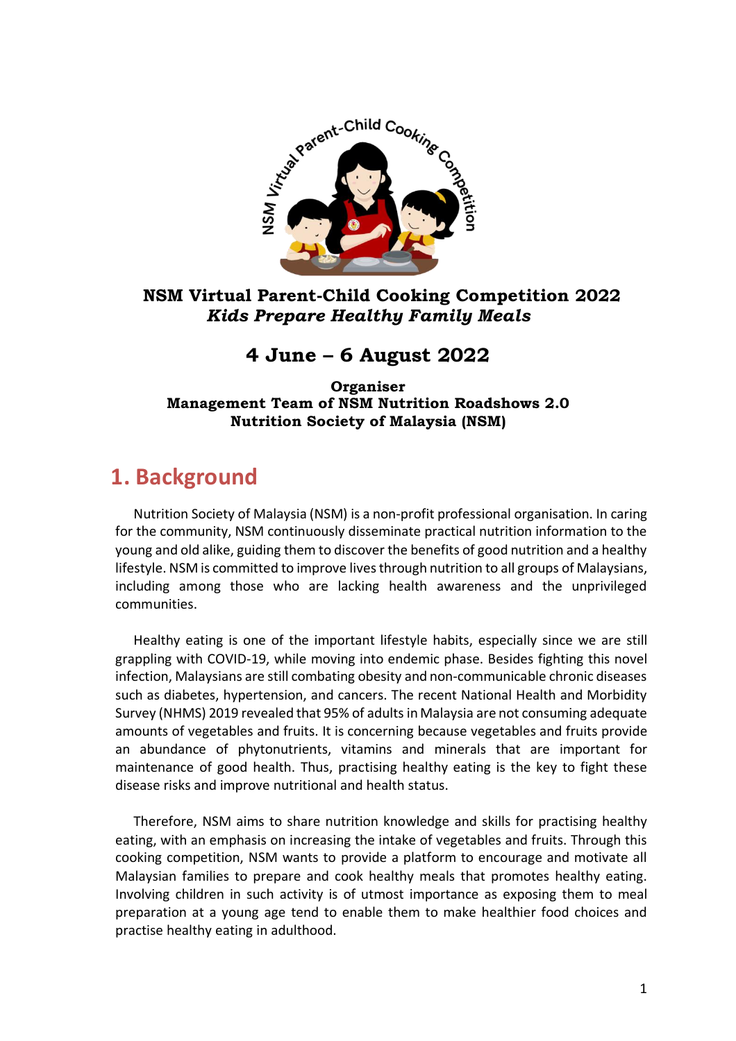# NSM Virtual Parent-Child Cooking Competition 2022

***Kids Prepare Healthy Family Meals***

## 4 June – 6 August 2022

**Organiser**
**Management Team of NSM Nutrition Roadshows 2.0**
**Nutrition Society of Malaysia (NSM)**

## 1. Background

Nutrition Society of Malaysia (NSM) is a non-profit professional organisation. In caring for the community, NSM continuously disseminate practical nutrition information to the young and old alike, guiding them to discover the benefits of good nutrition and a healthy lifestyle. NSM is committed to improve lives through nutrition to all groups of Malaysians, including among those who are lacking health awareness and the unprivileged communities.

Healthy eating is one of the important lifestyle habits, especially since we are still grappling with COVID-19, while moving into endemic phase. Besides fighting this novel infection, Malaysians are still combating obesity and non-communicable chronic diseases such as diabetes, hypertension, and cancers. The recent National Health and Morbidity Survey (NHMS) 2019 revealed that 95% of adults in Malaysia are not consuming adequate amounts of vegetables and fruits. It is concerning because vegetables and fruits provide an abundance of phytonutrients, vitamins and minerals that are important for maintenance of good health. Thus, practising healthy eating is the key to fight these disease risks and improve nutritional and health status.

Therefore, NSM aims to share nutrition knowledge and skills for practising healthy eating, with an emphasis on increasing the intake of vegetables and fruits. Through this cooking competition, NSM wants to provide a platform to encourage and motivate all Malaysian families to prepare and cook healthy meals that promotes healthy eating. Involving children in such activity is of utmost importance as exposing them to meal preparation at a young age tend to enable them to make healthier food choices and practise healthy eating in adulthood.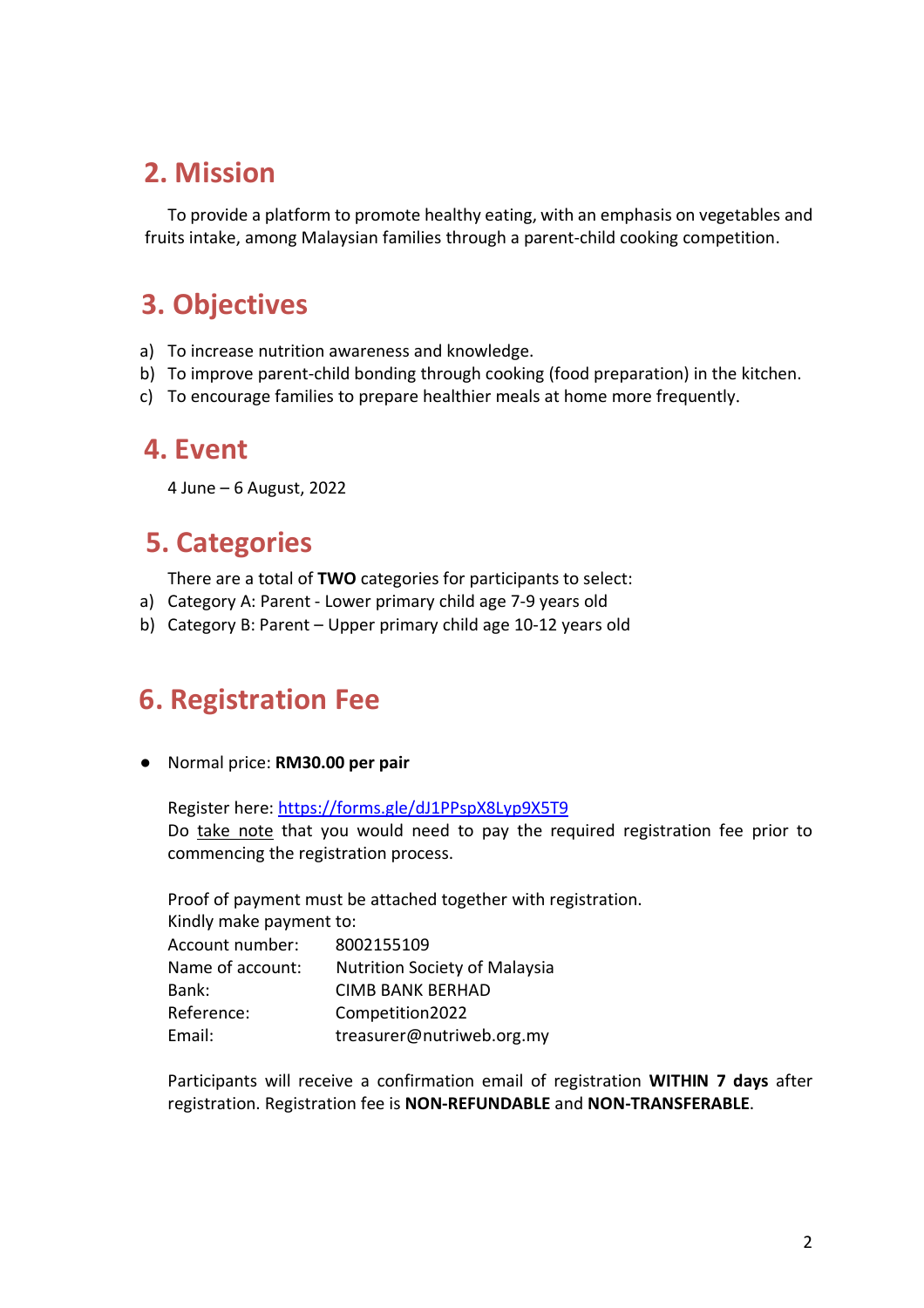## 2. Mission

To provide a platform to promote healthy eating, with an emphasis on vegetables and fruits intake, among Malaysian families through a parent-child cooking competition.

## 3. Objectives

a) To increase nutrition awareness and knowledge.
b) To improve parent-child bonding through cooking (food preparation) in the kitchen.
c) To encourage families to prepare healthier meals at home more frequently.

## 4. Event

4 June – 6 August, 2022

## 5. Categories

There are a total of **TWO** categories for participants to select:

a) Category A: Parent - Lower primary child age 7-9 years old
b) Category B: Parent – Upper primary child age 10-12 years old

## 6. Registration Fee

- Normal price: **RM30.00 per pair**

  Register here: [https://forms.gle/dJ1PPspX8Lyp9X5T9](https://forms.gle/dJ1PPspX8Lyp9X5T9)
  Do take note that you would need to pay the required registration fee prior to commencing the registration process.

  Proof of payment must be attached together with registration.
  Kindly make payment to:

  Account number: 8002155109
  Name of account: Nutrition Society of Malaysia
  Bank: CIMB BANK BERHAD
  Reference: Competition2022
  Email: treasurer@nutriweb.org.my

  Participants will receive a confirmation email of registration **WITHIN 7 days** after registration. Registration fee is **NON-REFUNDABLE** and **NON-TRANSFERABLE**.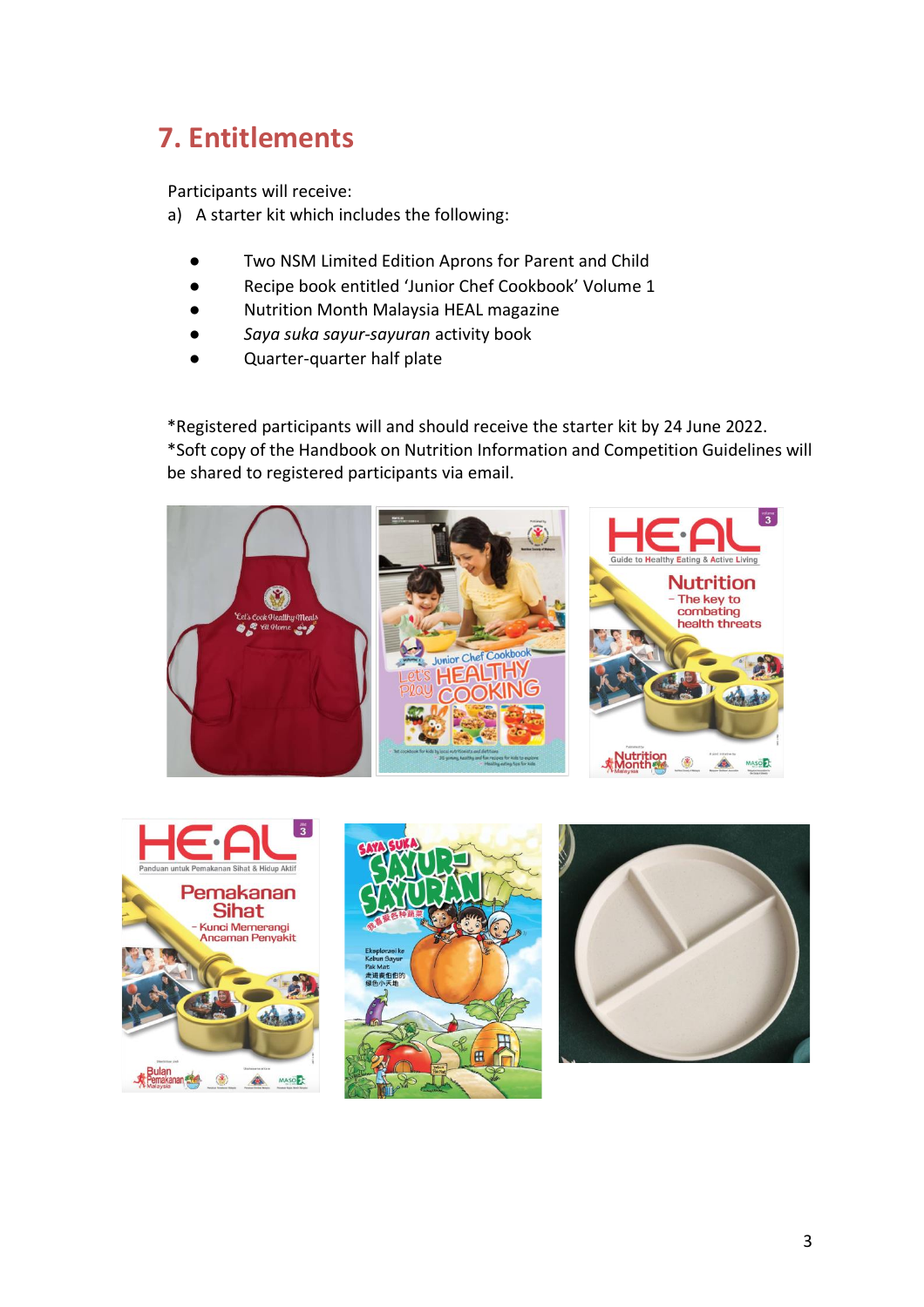## 7. Entitlements

Participants will receive:

a) A starter kit which includes the following:

- Two NSM Limited Edition Aprons for Parent and Child
- Recipe book entitled 'Junior Chef Cookbook' Volume 1
- Nutrition Month Malaysia HEAL magazine
- *Saya suka sayur-sayuran* activity book
- Quarter-quarter half plate

*Registered participants will and should receive the starter kit by 24 June 2022.

*Soft copy of the Handbook on Nutrition Information and Competition Guidelines will be shared to registered participants via email.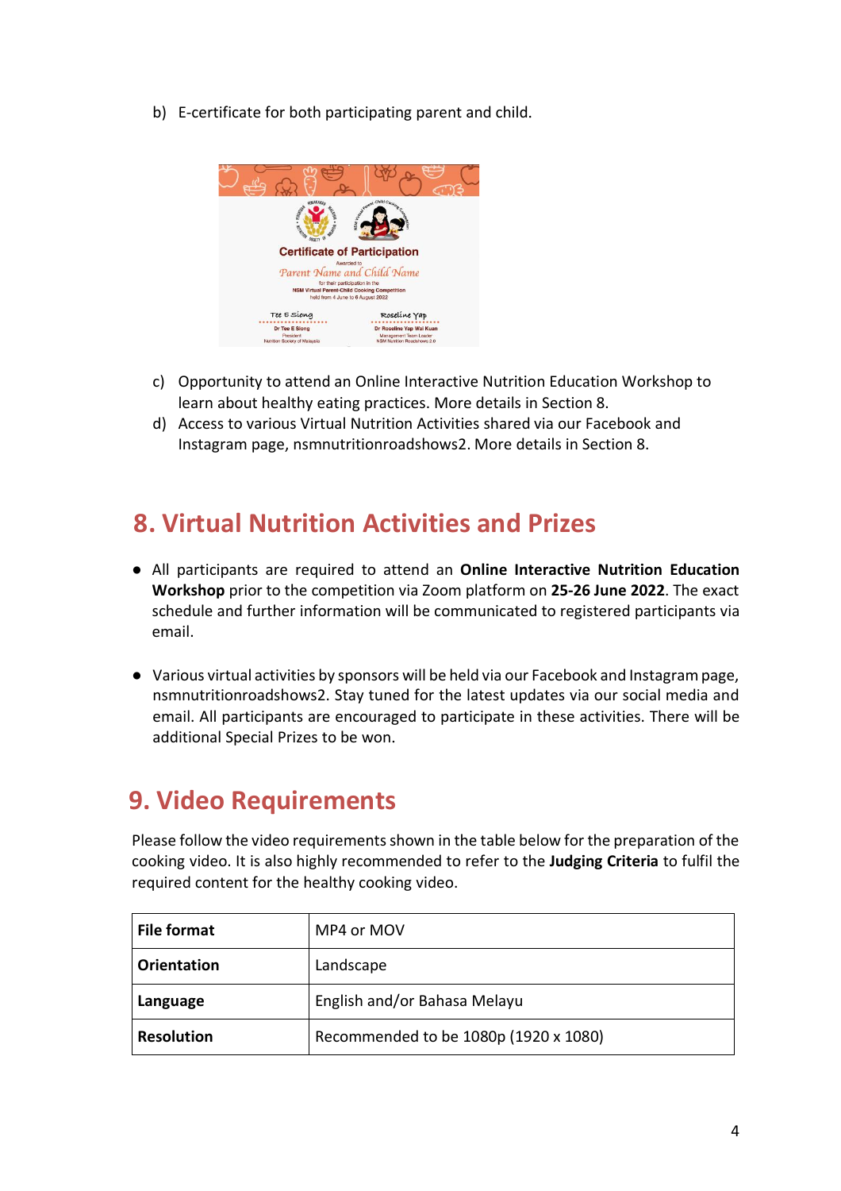b) E-certificate for both participating parent and child.

c) Opportunity to attend an Online Interactive Nutrition Education Workshop to learn about healthy eating practices. More details in Section 8.
d) Access to various Virtual Nutrition Activities shared via our Facebook and Instagram page, nsmnutritionroadshows2. More details in Section 8.

## 8. Virtual Nutrition Activities and Prizes

- All participants are required to attend an **Online Interactive Nutrition Education Workshop** prior to the competition via Zoom platform on **25-26 June 2022**. The exact schedule and further information will be communicated to registered participants via email.

- Various virtual activities by sponsors will be held via our Facebook and Instagram page, nsmnutritionroadshows2. Stay tuned for the latest updates via our social media and email. All participants are encouraged to participate in these activities. There will be additional Special Prizes to be won.

## 9. Video Requirements

Please follow the video requirements shown in the table below for the preparation of the cooking video. It is also highly recommended to refer to the **Judging Criteria** to fulfil the required content for the healthy cooking video.

| | |
|---|---|
| **File format** | MP4 or MOV |
| **Orientation** | Landscape |
| **Language** | English and/or Bahasa Melayu |
| **Resolution** | Recommended to be 1080p (1920 x 1080) |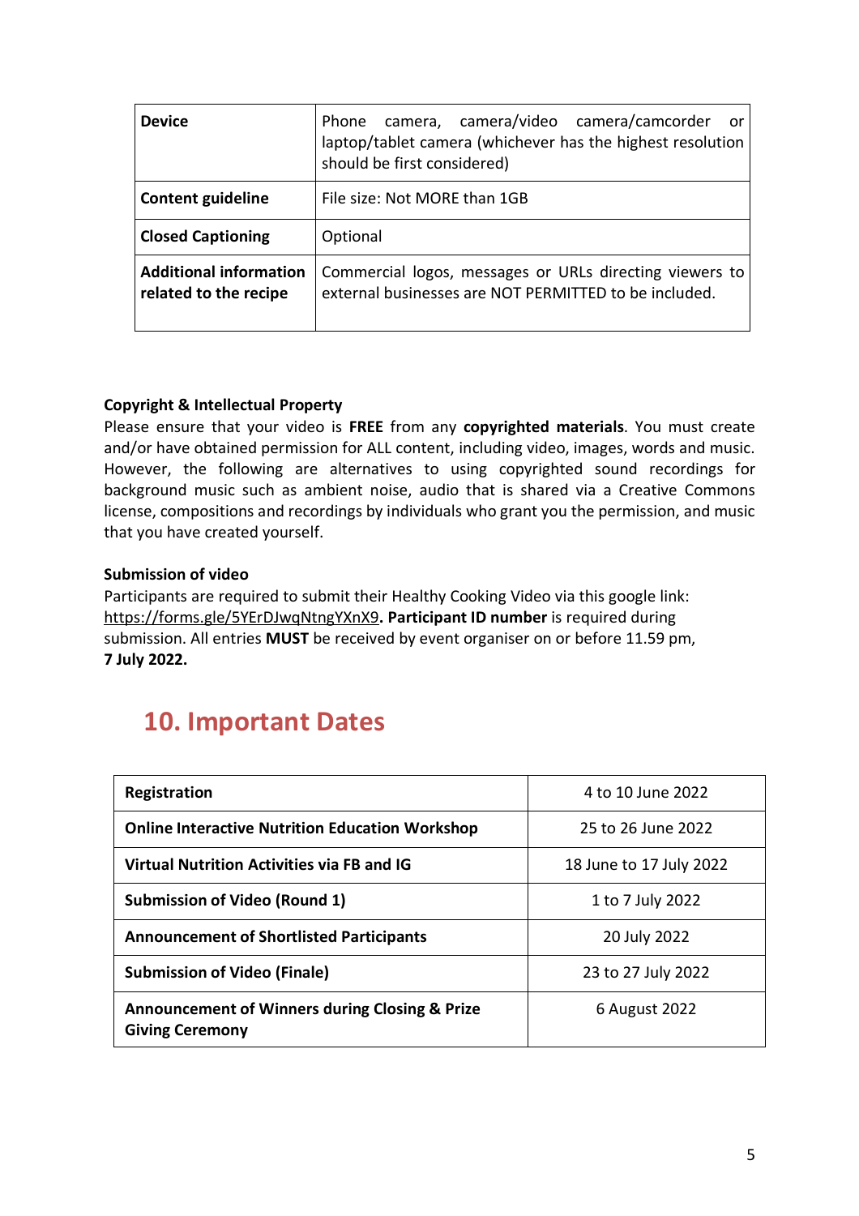| | |
|---|---|
| **Device** | Phone camera, camera/video camera/camcorder or laptop/tablet camera (whichever has the highest resolution should be first considered) |
| **Content guideline** | File size: Not MORE than 1GB |
| **Closed Captioning** | Optional |
| **Additional information related to the recipe** | Commercial logos, messages or URLs directing viewers to external businesses are NOT PERMITTED to be included. |

**Copyright & Intellectual Property**

Please ensure that your video is **FREE** from any **copyrighted materials**. You must create and/or have obtained permission for ALL content, including video, images, words and music. However, the following are alternatives to using copyrighted sound recordings for background music such as ambient noise, audio that is shared via a Creative Commons license, compositions and recordings by individuals who grant you the permission, and music that you have created yourself.

**Submission of video**

Participants are required to submit their Healthy Cooking Video via this google link: https://forms.gle/5YErDJwqNtngYXnX9**. Participant ID number** is required during submission. All entries **MUST** be received by event organiser on or before 11.59 pm, **7 July 2022.**

## 10. Important Dates

| | |
|---|---|
| **Registration** | 4 to 10 June 2022 |
| **Online Interactive Nutrition Education Workshop** | 25 to 26 June 2022 |
| **Virtual Nutrition Activities via FB and IG** | 18 June to 17 July 2022 |
| **Submission of Video (Round 1)** | 1 to 7 July 2022 |
| **Announcement of Shortlisted Participants** | 20 July 2022 |
| **Submission of Video (Finale)** | 23 to 27 July 2022 |
| **Announcement of Winners during Closing & Prize Giving Ceremony** | 6 August 2022 |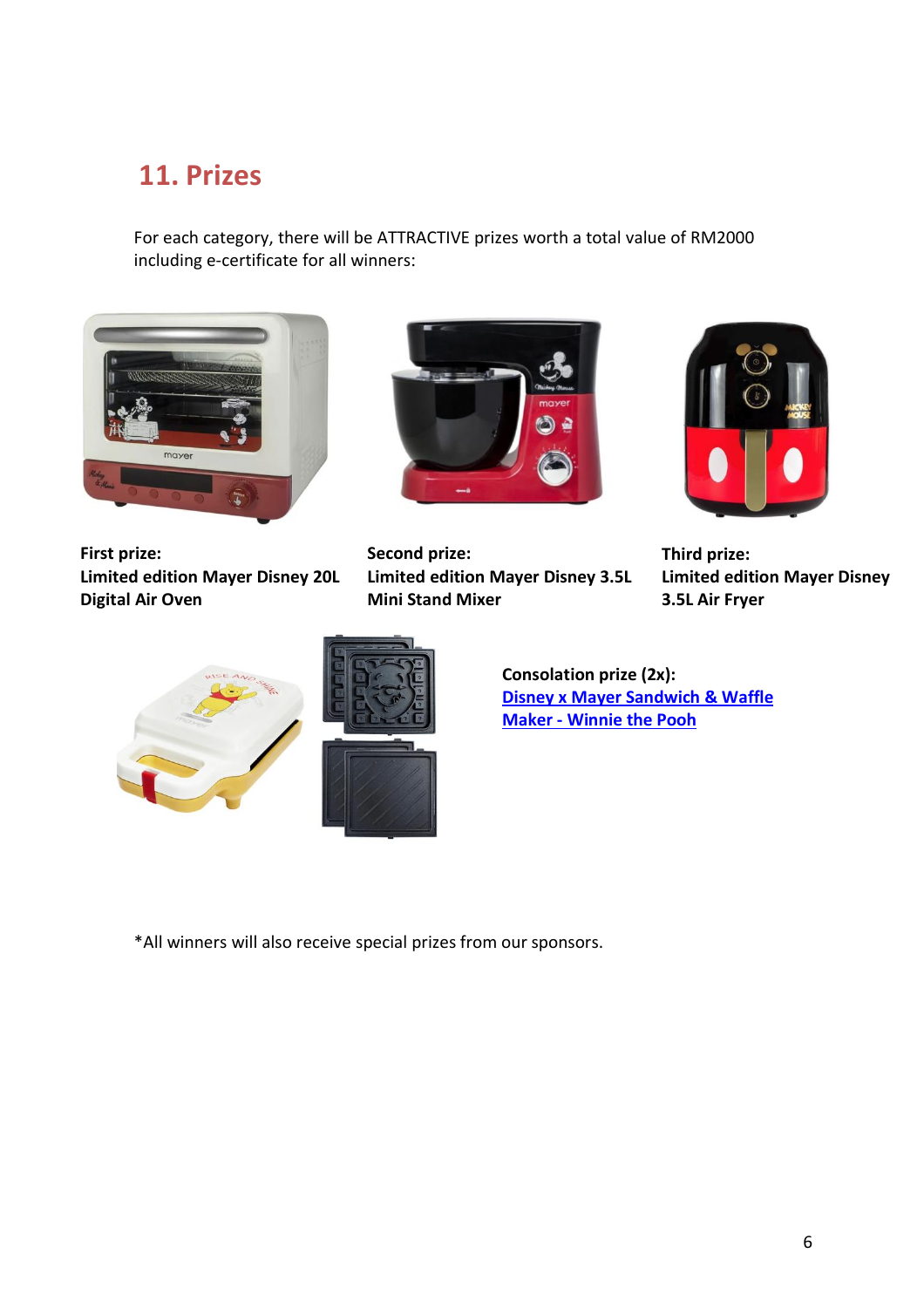## 11. Prizes

For each category, there will be ATTRACTIVE prizes worth a total value of RM2000 including e-certificate for all winners:

**First prize:**
**Limited edition Mayer Disney 20L Digital Air Oven**

**Second prize:**
**Limited edition Mayer Disney 3.5L Mini Stand Mixer**

**Third prize:**
**Limited edition Mayer Disney 3.5L Air Fryer**

**Consolation prize (2x):**
**Disney x Mayer Sandwich & Waffle Maker - Winnie the Pooh**

*All winners will also receive special prizes from our sponsors.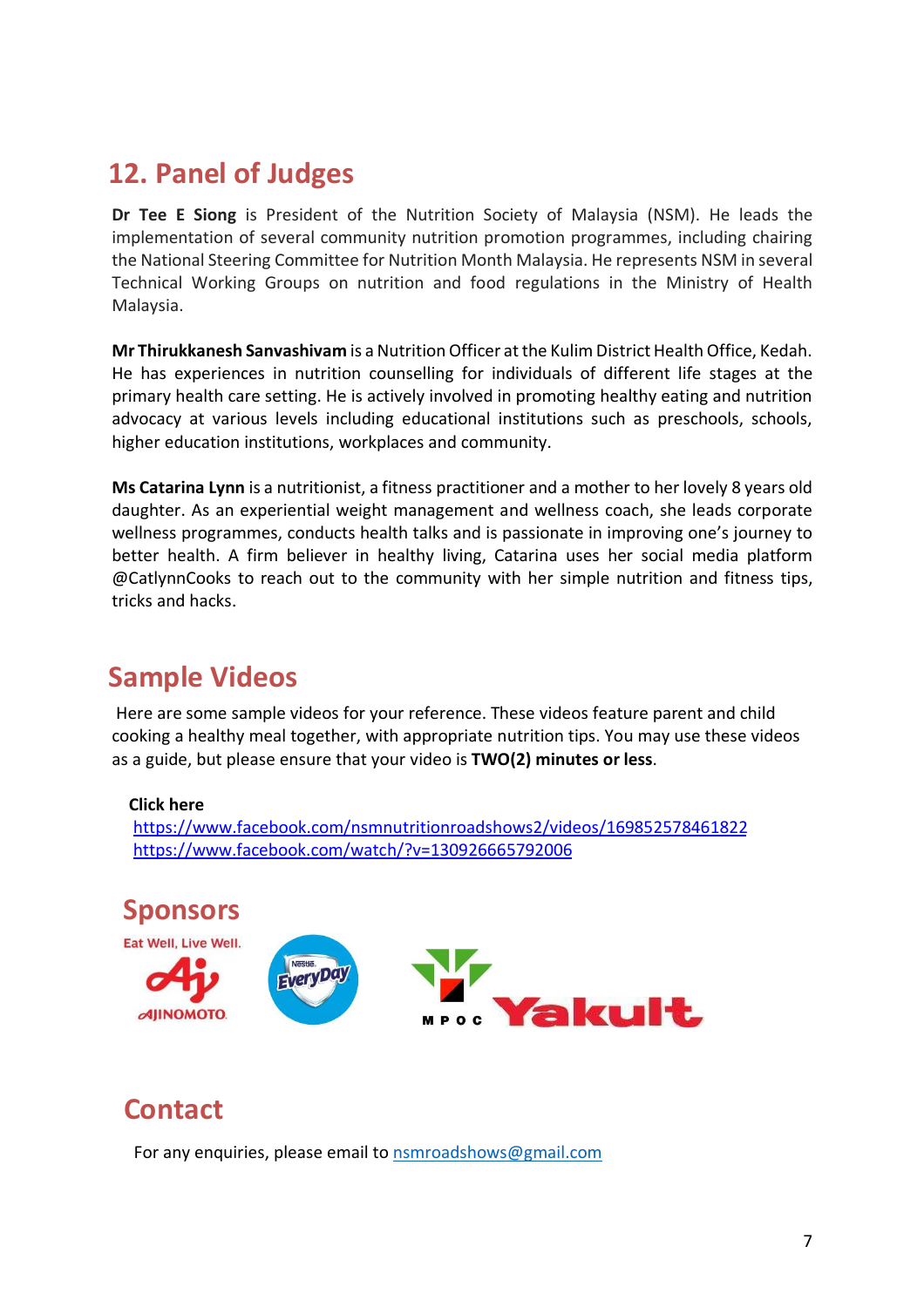## 12. Panel of Judges

**Dr Tee E Siong** is President of the Nutrition Society of Malaysia (NSM). He leads the implementation of several community nutrition promotion programmes, including chairing the National Steering Committee for Nutrition Month Malaysia. He represents NSM in several Technical Working Groups on nutrition and food regulations in the Ministry of Health Malaysia.

**Mr Thirukkanesh Sanvashivam** is a Nutrition Officer at the Kulim District Health Office, Kedah. He has experiences in nutrition counselling for individuals of different life stages at the primary health care setting. He is actively involved in promoting healthy eating and nutrition advocacy at various levels including educational institutions such as preschools, schools, higher education institutions, workplaces and community.

**Ms Catarina Lynn** is a nutritionist, a fitness practitioner and a mother to her lovely 8 years old daughter. As an experiential weight management and wellness coach, she leads corporate wellness programmes, conducts health talks and is passionate in improving one's journey to better health. A firm believer in healthy living, Catarina uses her social media platform @CatlynnCooks to reach out to the community with her simple nutrition and fitness tips, tricks and hacks.

## Sample Videos

Here are some sample videos for your reference. These videos feature parent and child cooking a healthy meal together, with appropriate nutrition tips. You may use these videos as a guide, but please ensure that your video is **TWO(2) minutes or less**.

**Click here**

https://www.facebook.com/nsmnutritionroadshows2/videos/169852578461822
https://www.facebook.com/watch/?v=130926665792006

## Sponsors

Eat Well, Live Well. AJINOMOTO

Nestlé EveryDay

MPOC

Yakult

## Contact

For any enquiries, please email to nsmroadshows@gmail.com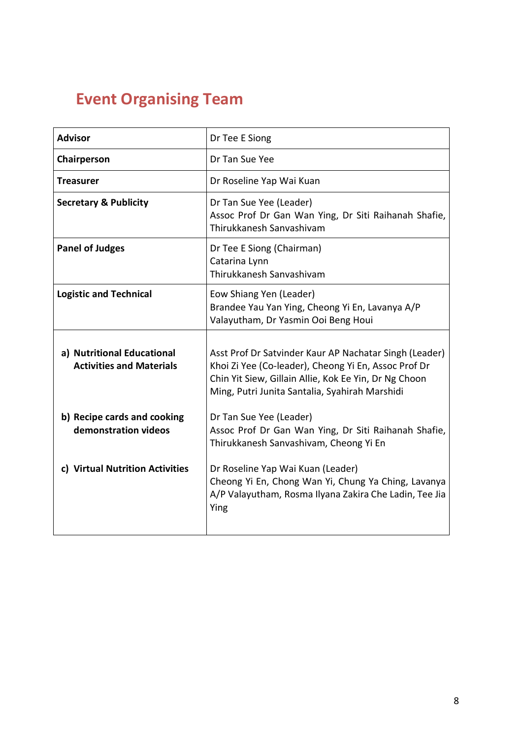## Event Organising Team

| | |
|---|---|
| **Advisor** | Dr Tee E Siong |
| **Chairperson** | Dr Tan Sue Yee |
| **Treasurer** | Dr Roseline Yap Wai Kuan |
| **Secretary & Publicity** | Dr Tan Sue Yee (Leader)<br>Assoc Prof Dr Gan Wan Ying, Dr Siti Raihanah Shafie, Thirukkanesh Sanvashivam |
| **Panel of Judges** | Dr Tee E Siong (Chairman)<br>Catarina Lynn<br>Thirukkanesh Sanvashivam |
| **Logistic and Technical** | Eow Shiang Yen (Leader)<br>Brandee Yau Yan Ying, Cheong Yi En, Lavanya A/P Valayutham, Dr Yasmin Ooi Beng Houi |
| **a) Nutritional Educational Activities and Materials** | Asst Prof Dr Satvinder Kaur AP Nachatar Singh (Leader)<br>Khoi Zi Yee (Co-leader), Cheong Yi En, Assoc Prof Dr Chin Yit Siew, Gillain Allie, Kok Ee Yin, Dr Ng Choon Ming, Putri Junita Santalia, Syahirah Marshidi |
| **b) Recipe cards and cooking demonstration videos** | Dr Tan Sue Yee (Leader)<br>Assoc Prof Dr Gan Wan Ying, Dr Siti Raihanah Shafie, Thirukkanesh Sanvashivam, Cheong Yi En |
| **c) Virtual Nutrition Activities** | Dr Roseline Yap Wai Kuan (Leader)<br>Cheong Yi En, Chong Wan Yi, Chung Ya Ching, Lavanya A/P Valayutham, Rosma Ilyana Zakira Che Ladin, Tee Jia Ying |